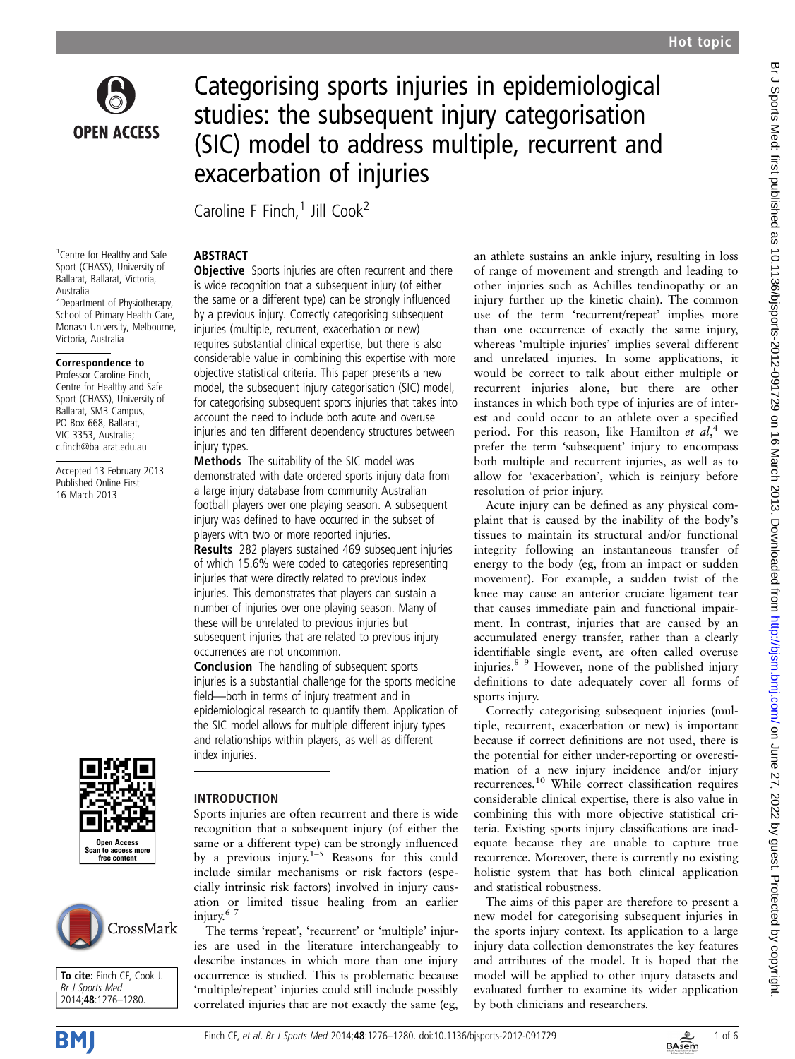Hot topic

# Categorising sports injuries in epidemiological studies: the subsequent injury categorisation (SIC) model to address multiple, recurrent and exacerbation of injuries

Caroline F Finch,[1] Jill Cook[2]

[1]Centre for Healthy and Safe Sport (CHASS), University of Ballarat, Ballarat, Victoria, Australia
[2]Department of Physiotherapy, School of Primary Health Care, Monash University, Melbourne, Victoria, Australia

**Correspondence to**
Professor Caroline Finch, Centre for Healthy and Safe Sport (CHASS), University of Ballarat, SMB Campus, PO Box 668, Ballarat, VIC 3353, Australia; c.finch@ballarat.edu.au

Accepted 13 February 2013
Published Online First 16 March 2013

**To cite:** Finch CF, Cook J. *Br J Sports Med* 2014;**48**:1276–1280.

## ABSTRACT

**Objective** Sports injuries are often recurrent and there is wide recognition that a subsequent injury (of either the same or a different type) can be strongly influenced by a previous injury. Correctly categorising subsequent injuries (multiple, recurrent, exacerbation or new) requires substantial clinical expertise, but there is also considerable value in combining this expertise with more objective statistical criteria. This paper presents a new model, the subsequent injury categorisation (SIC) model, for categorising subsequent sports injuries that takes into account the need to include both acute and overuse injuries and ten different dependency structures between injury types.

**Methods** The suitability of the SIC model was demonstrated with date ordered sports injury data from a large injury database from community Australian football players over one playing season. A subsequent injury was defined to have occurred in the subset of players with two or more reported injuries.

**Results** 282 players sustained 469 subsequent injuries of which 15.6% were coded to categories representing injuries that were directly related to previous index injuries. This demonstrates that players can sustain a number of injuries over one playing season. Many of these will be unrelated to previous injuries but subsequent injuries that are related to previous injury occurrences are not uncommon.

**Conclusion** The handling of subsequent sports injuries is a substantial challenge for the sports medicine field—both in terms of injury treatment and in epidemiological research to quantify them. Application of the SIC model allows for multiple different injury types and relationships within players, as well as different index injuries.

## INTRODUCTION

Sports injuries are often recurrent and there is wide recognition that a subsequent injury (of either the same or a different type) can be strongly influenced by a previous injury.[1–5] Reasons for this could include similar mechanisms or risk factors (especially intrinsic risk factors) involved in injury causation or limited tissue healing from an earlier injury.[6 7]

The terms 'repeat', 'recurrent' or 'multiple' injuries are used in the literature interchangeably to describe instances in which more than one injury occurrence is studied. This is problematic because 'multiple/repeat' injuries could still include possibly correlated injuries that are not exactly the same (eg, an athlete sustains an ankle injury, resulting in loss of range of movement and strength and leading to other injuries such as Achilles tendinopathy or an injury further up the kinetic chain). The common use of the term 'recurrent/repeat' implies more than one occurrence of exactly the same injury, whereas 'multiple injuries' implies several different and unrelated injuries. In some applications, it would be correct to talk about either multiple or recurrent injuries alone, but there are other instances in which both type of injuries are of interest and could occur to an athlete over a specified period. For this reason, like Hamilton *et al*,[4] we prefer the term 'subsequent' injury to encompass both multiple and recurrent injuries, as well as to allow for 'exacerbation', which is reinjury before resolution of prior injury.

Acute injury can be defined as any physical complaint that is caused by the inability of the body's tissues to maintain its structural and/or functional integrity following an instantaneous transfer of energy to the body (eg, from an impact or sudden movement). For example, a sudden twist of the knee may cause an anterior cruciate ligament tear that causes immediate pain and functional impairment. In contrast, injuries that are caused by an accumulated energy transfer, rather than a clearly identifiable single event, are often called overuse injuries.[8 9] However, none of the published injury definitions to date adequately cover all forms of sports injury.

Correctly categorising subsequent injuries (multiple, recurrent, exacerbation or new) is important because if correct definitions are not used, there is the potential for either under-reporting or overestimation of a new injury incidence and/or injury recurrences.[10] While correct classification requires considerable clinical expertise, there is also value in combining this with more objective statistical criteria. Existing sports injury classifications are inadequate because they are unable to capture true recurrence. Moreover, there is currently no existing holistic system that has both clinical application and statistical robustness.

The aims of this paper are therefore to present a new model for categorising subsequent injuries in the sports injury context. Its application to a large injury data collection demonstrates the key features and attributes of the model. It is hoped that the model will be applied to other injury datasets and evaluated further to examine its wider application by both clinicians and researchers.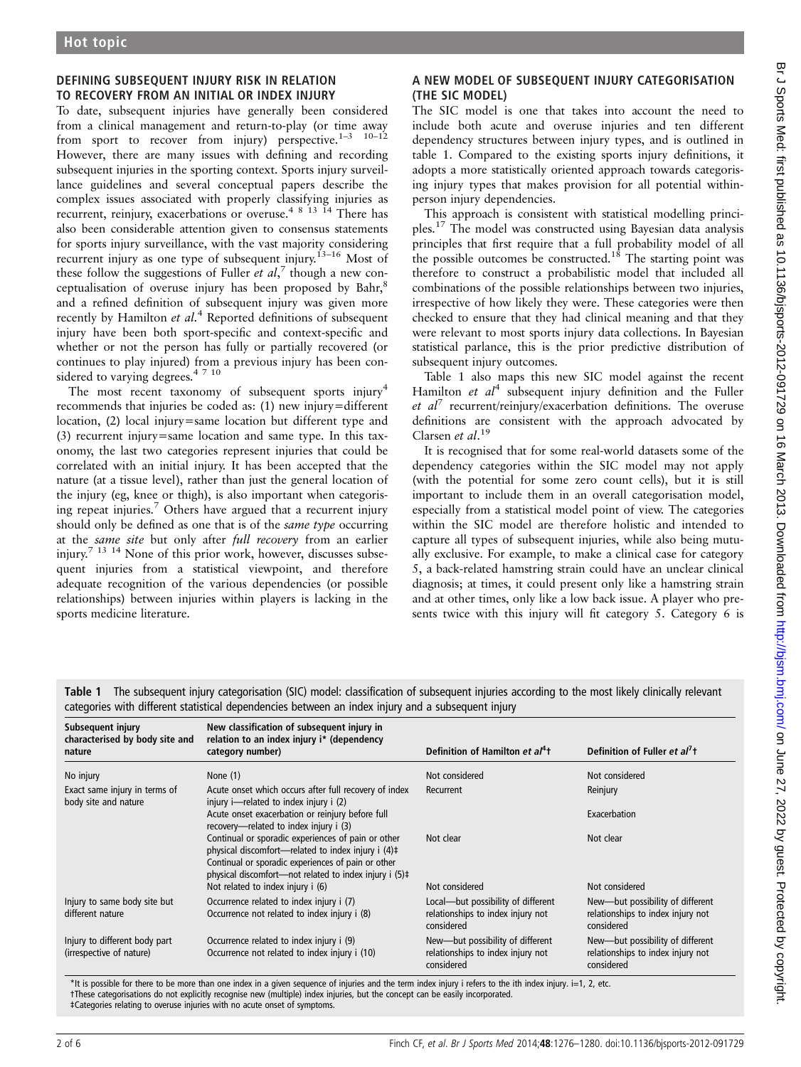## DEFINING SUBSEQUENT INJURY RISK IN RELATION TO RECOVERY FROM AN INITIAL OR INDEX INJURY

To date, subsequent injuries have generally been considered from a clinical management and return-to-play (or time away from sport to recover from injury) perspective.[1–3 10–12] However, there are many issues with defining and recording subsequent injuries in the sporting context. Sports injury surveillance guidelines and several conceptual papers describe the complex issues associated with properly classifying injuries as recurrent, reinjury, exacerbations or overuse.[4 8 13 14] There has also been considerable attention given to consensus statements for sports injury surveillance, with the vast majority considering recurrent injury as one type of subsequent injury.[13–16] Most of these follow the suggestions of Fuller *et al*,[7] though a new conceptualisation of overuse injury has been proposed by Bahr,[8] and a refined definition of subsequent injury was given more recently by Hamilton *et al*.[4] Reported definitions of subsequent injury have been both sport-specific and context-specific and whether or not the person has fully or partially recovered (or continues to play injured) from a previous injury has been considered to varying degrees.[4 7 10]

The most recent taxonomy of subsequent sports injury[4] recommends that injuries be coded as: (1) new injury=different location, (2) local injury=same location but different type and (3) recurrent injury=same location and same type. In this taxonomy, the last two categories represent injuries that could be correlated with an initial injury. It has been accepted that the nature (at a tissue level), rather than just the general location of the injury (eg, knee or thigh), is also important when categorising repeat injuries.[7] Others have argued that a recurrent injury should only be defined as one that is of the *same type* occurring at the *same site* but only after *full recovery* from an earlier injury.[7 13 14] None of this prior work, however, discusses subsequent injuries from a statistical viewpoint, and therefore adequate recognition of the various dependencies (or possible relationships) between injuries within players is lacking in the sports medicine literature.

## A NEW MODEL OF SUBSEQUENT INJURY CATEGORISATION (THE SIC MODEL)

The SIC model is one that takes into account the need to include both acute and overuse injuries and ten different dependency structures between injury types, and is outlined in table 1. Compared to the existing sports injury definitions, it adopts a more statistically oriented approach towards categorising injury types that makes provision for all potential within-person injury dependencies.

This approach is consistent with statistical modelling principles.[17] The model was constructed using Bayesian data analysis principles that first require that a full probability model of all the possible outcomes be constructed.[18] The starting point was therefore to construct a probabilistic model that included all combinations of the possible relationships between two injuries, irrespective of how likely they were. These categories were then checked to ensure that they had clinical meaning and that they were relevant to most sports injury data collections. In Bayesian statistical parlance, this is the prior predictive distribution of subsequent injury outcomes.

Table 1 also maps this new SIC model against the recent Hamilton *et al*[4] subsequent injury definition and the Fuller *et al*[7] recurrent/reinjury/exacerbation definitions. The overuse definitions are consistent with the approach advocated by Clarsen *et al*.[19]

It is recognised that for some real-world datasets some of the dependency categories within the SIC model may not apply (with the potential for some zero count cells), but it is still important to include them in an overall categorisation model, especially from a statistical model point of view. The categories within the SIC model are therefore holistic and intended to capture all types of subsequent injuries, while also being mutually exclusive. For example, to make a clinical case for category 5, a back-related hamstring strain could have an unclear clinical diagnosis; at times, it could present only like a hamstring strain and at other times, only like a low back issue. A player who presents twice with this injury will fit category 5. Category 6 is

**Table 1** The subsequent injury categorisation (SIC) model: classification of subsequent injuries according to the most likely clinically relevant categories with different statistical dependencies between an index injury and a subsequent injury

| Subsequent injury characterised by body site and nature | New classification of subsequent injury in relation to an index injury i* (dependency category number) | Definition of Hamilton *et al*[4]† | Definition of Fuller *et al*[7]† |
|---|---|---|---|
| No injury | None (1) | Not considered | Not considered |
| Exact same injury in terms of body site and nature | Acute onset which occurs after full recovery of index injury i—related to index injury i (2) | Recurrent | Reinjury |
| | Acute onset exacerbation or reinjury before full recovery—related to index injury i (3) | | Exacerbation |
| | Continual or sporadic experiences of pain or other physical discomfort—related to index injury i (4)‡ | Not clear | Not clear |
| | Continual or sporadic experiences of pain or other physical discomfort—not related to index injury i (5)‡ | | |
| | Not related to index injury i (6) | Not considered | Not considered |
| Injury to same body site but different nature | Occurrence related to index injury i (7) | Local—but possibility of different relationships to index injury not considered | New—but possibility of different relationships to index injury not considered |
| | Occurrence not related to index injury i (8) | | |
| Injury to different body part (irrespective of nature) | Occurrence related to index injury i (9) | New—but possibility of different relationships to index injury not considered | New—but possibility of different relationships to index injury not considered |
| | Occurrence not related to index injury i (10) | | |

*It is possible for there to be more than one index in a given sequence of injuries and the term index injury i refers to the ith index injury. i=1, 2, etc.
†These categorisations do not explicitly recognise new (multiple) index injuries, but the concept can be easily incorporated.
‡Categories relating to overuse injuries with no acute onset of symptoms.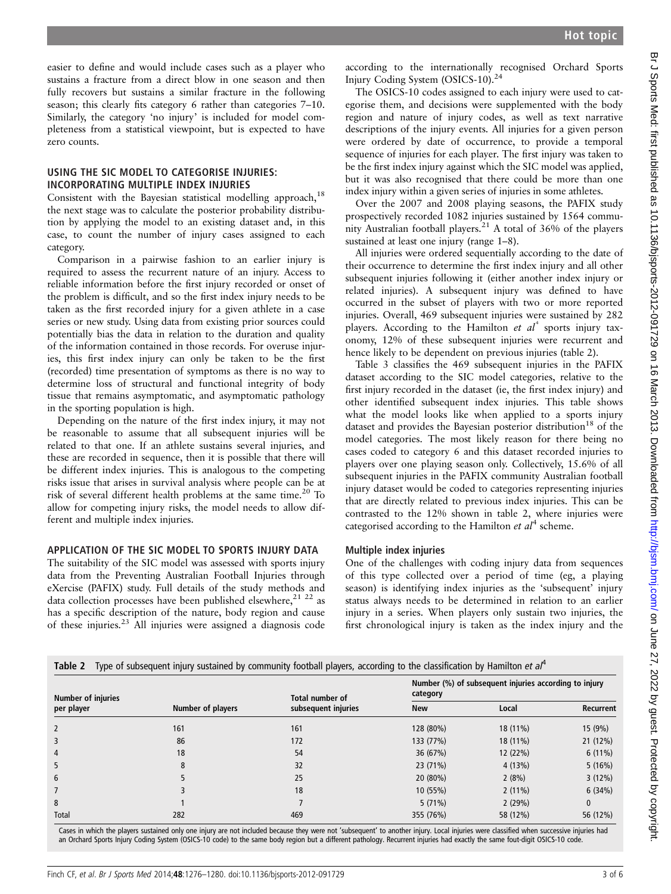easier to define and would include cases such as a player who sustains a fracture from a direct blow in one season and then fully recovers but sustains a similar fracture in the following season; this clearly fits category 6 rather than categories 7–10. Similarly, the category 'no injury' is included for model completeness from a statistical viewpoint, but is expected to have zero counts.

## USING THE SIC MODEL TO CATEGORISE INJURIES: INCORPORATING MULTIPLE INDEX INJURIES

Consistent with the Bayesian statistical modelling approach,[18] the next stage was to calculate the posterior probability distribution by applying the model to an existing dataset and, in this case, to count the number of injury cases assigned to each category.

Comparison in a pairwise fashion to an earlier injury is required to assess the recurrent nature of an injury. Access to reliable information before the first injury recorded or onset of the problem is difficult, and so the first index injury needs to be taken as the first recorded injury for a given athlete in a case series or new study. Using data from existing prior sources could potentially bias the data in relation to the duration and quality of the information contained in those records. For overuse injuries, this first index injury can only be taken to be the first (recorded) time presentation of symptoms as there is no way to determine loss of structural and functional integrity of body tissue that remains asymptomatic, and asymptomatic pathology in the sporting population is high.

Depending on the nature of the first index injury, it may not be reasonable to assume that all subsequent injuries will be related to that one. If an athlete sustains several injuries, and these are recorded in sequence, then it is possible that there will be different index injuries. This is analogous to the competing risks issue that arises in survival analysis where people can be at risk of several different health problems at the same time.[20] To allow for competing injury risks, the model needs to allow different and multiple index injuries.

## APPLICATION OF THE SIC MODEL TO SPORTS INJURY DATA

The suitability of the SIC model was assessed with sports injury data from the Preventing Australian Football Injuries through eXercise (PAFIX) study. Full details of the study methods and data collection processes have been published elsewhere,[21 22] as has a specific description of the nature, body region and cause of these injuries.[23] All injuries were assigned a diagnosis code according to the internationally recognised Orchard Sports Injury Coding System (OSICS-10).[24]

The OSICS-10 codes assigned to each injury were used to categorise them, and decisions were supplemented with the body region and nature of injury codes, as well as text narrative descriptions of the injury events. All injuries for a given person were ordered by date of occurrence, to provide a temporal sequence of injuries for each player. The first injury was taken to be the first index injury against which the SIC model was applied, but it was also recognised that there could be more than one index injury within a given series of injuries in some athletes.

Over the 2007 and 2008 playing seasons, the PAFIX study prospectively recorded 1082 injuries sustained by 1564 community Australian football players.[21] A total of 36% of the players sustained at least one injury (range 1–8).

All injuries were ordered sequentially according to the date of their occurrence to determine the first index injury and all other subsequent injuries following it (either another index injury or related injuries). A subsequent injury was defined to have occurred in the subset of players with two or more reported injuries. Overall, 469 subsequent injuries were sustained by 282 players. According to the Hamilton *et al*[4] sports injury taxonomy, 12% of these subsequent injuries were recurrent and hence likely to be dependent on previous injuries (table 2).

Table 3 classifies the 469 subsequent injuries in the PAFIX dataset according to the SIC model categories, relative to the first injury recorded in the dataset (ie, the first index injury) and other identified subsequent index injuries. This table shows what the model looks like when applied to a sports injury dataset and provides the Bayesian posterior distribution[18] of the model categories. The most likely reason for there being no cases coded to category 6 and this dataset recorded injuries to players over one playing season only. Collectively, 15.6% of all subsequent injuries in the PAFIX community Australian football injury dataset would be coded to categories representing injuries that are directly related to previous index injuries. This can be contrasted to the 12% shown in table 2, where injuries were categorised according to the Hamilton *et al*[4] scheme.

### Multiple index injuries

One of the challenges with coding injury data from sequences of this type collected over a period of time (eg, a playing season) is identifying index injuries as the 'subsequent' injury status always needs to be determined in relation to an earlier injury in a series. When players only sustain two injuries, the first chronological injury is taken as the index injury and the

**Table 2** Type of subsequent injury sustained by community football players, according to the classification by Hamilton *et al*[4]

| Number of injuries per player | Number of players | Total number of subsequent injuries | Number (%) of subsequent injuries according to injury category | | |
|---|---|---|---|---|---|
| | | | New | Local | Recurrent |
| 2 | 161 | 161 | 128 (80%) | 18 (11%) | 15 (9%) |
| 3 | 86 | 172 | 133 (77%) | 18 (11%) | 21 (12%) |
| 4 | 18 | 54 | 36 (67%) | 12 (22%) | 6 (11%) |
| 5 | 8 | 32 | 23 (71%) | 4 (13%) | 5 (16%) |
| 6 | 5 | 25 | 20 (80%) | 2 (8%) | 3 (12%) |
| 7 | 3 | 18 | 10 (55%) | 2 (11%) | 6 (34%) |
| 8 | 1 | 7 | 5 (71%) | 2 (29%) | 0 |
| Total | 282 | 469 | 355 (76%) | 58 (12%) | 56 (12%) |

Cases in which the players sustained only one injury are not included because they were not 'subsequent' to another injury. Local injuries were classified when successive injuries had an Orchard Sports Injury Coding System (OSICS-10 code) to the same body region but a different pathology. Recurrent injuries had exactly the same fout-digit OSICS-10 code.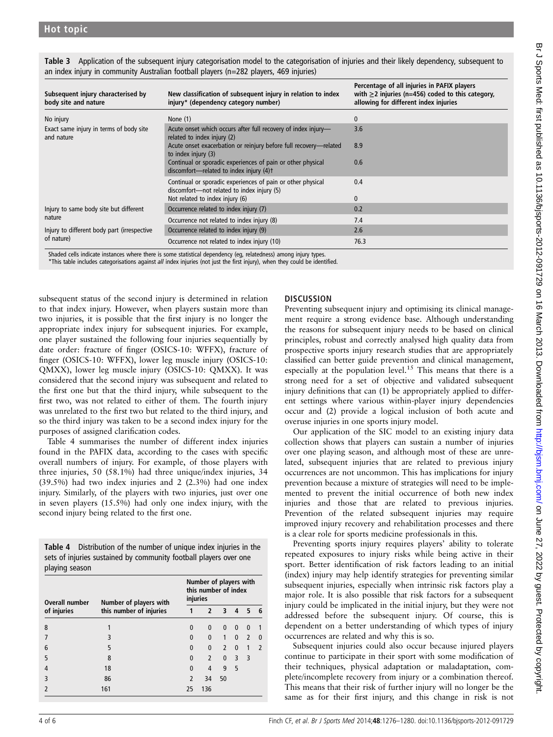**Table 3** Application of the subsequent injury categorisation model to the categorisation of injuries and their likely dependency, subsequent to an index injury in community Australian football players (n=282 players, 469 injuries)

| Subsequent injury characterised by body site and nature | New classification of subsequent injury in relation to index injury* (dependency category number) | Percentage of all injuries in PAFIX players with ≥2 injuries (n=456) coded to this category, allowing for different index injuries |
|---|---|---|
| No injury | None (1) | 0 |
| Exact same injury in terms of body site and nature | Acute onset which occurs after full recovery of index injury—related to index injury (2) | 3.6 |
| | Acute onset exacerbation or reinjury before full recovery—related to index injury (3) | 8.9 |
| | Continual or sporadic experiences of pain or other physical discomfort—related to index injury (4)† | 0.6 |
| | Continual or sporadic experiences of pain or other physical discomfort—not related to index injury (5) | 0.4 |
| | Not related to index injury (6) | 0 |
| Injury to same body site but different nature | Occurrence related to index injury (7) | 0.2 |
| | Occurrence not related to index injury (8) | 7.4 |
| Injury to different body part (irrespective of nature) | Occurrence related to index injury (9) | 2.6 |
| | Occurrence not related to index injury (10) | 76.3 |

Shaded cells indicate instances where there is some statistical dependency (eg, relatedness) among injury types.
*This table includes categorisations against *all* index injuries (not just the first injury), when they could be identified.

subsequent status of the second injury is determined in relation to that index injury. However, when players sustain more than two injuries, it is possible that the first injury is no longer the appropriate index injury for subsequent injuries. For example, one player sustained the following four injuries sequentially by date order: fracture of finger (OSICS-10: WFFX), fracture of finger (OSICS-10: WFFX), lower leg muscle injury (OSICS-10: QMXX), lower leg muscle injury (OSICS-10: QMXX). It was considered that the second injury was subsequent and related to the first one but that the third injury, while subsequent to the first two, was not related to either of them. The fourth injury was unrelated to the first two but related to the third injury, and so the third injury was taken to be a second index injury for the purposes of assigned clarification codes.

Table 4 summarises the number of different index injuries found in the PAFIX data, according to the cases with specific overall numbers of injury. For example, of those players with three injuries, 50 (58.1%) had three unique/index injuries, 34 (39.5%) had two index injuries and 2 (2.3%) had one index injury. Similarly, of the players with two injuries, just over one in seven players (15.5%) had only one index injury, with the second injury being related to the first one.

**Table 4** Distribution of the number of unique index injuries in the sets of injuries sustained by community football players over one playing season

| Overall number of injuries | Number of players with this number of injuries | Number of players with this number of index injuries | | | | | |
|---|---|---|---|---|---|---|---|
| | | 1 | 2 | 3 | 4 | 5 | 6 |
| 8 | 1 | 0 | 0 | 0 | 0 | 0 | 1 |
| 7 | 3 | 0 | 0 | 1 | 0 | 2 | 0 |
| 6 | 5 | 0 | 0 | 2 | 0 | 1 | 2 |
| 5 | 8 | 0 | 2 | 0 | 3 | 3 | |
| 4 | 18 | 0 | 4 | 9 | 5 | | |
| 3 | 86 | 2 | 34 | 50 | | | |
| 2 | 161 | 25 | 136 | | | | |

## DISCUSSION

Preventing subsequent injury and optimising its clinical management require a strong evidence base. Although understanding the reasons for subsequent injury needs to be based on clinical principles, robust and correctly analysed high quality data from prospective sports injury research studies that are appropriately classified can better guide prevention and clinical management, especially at the population level.[15] This means that there is a strong need for a set of objective and validated subsequent injury definitions that can (1) be appropriately applied to different settings where various within-player injury dependencies occur and (2) provide a logical inclusion of both acute and overuse injuries in one sports injury model.

Our application of the SIC model to an existing injury data collection shows that players can sustain a number of injuries over one playing season, and although most of these are unrelated, subsequent injuries that are related to previous injury occurrences are not uncommon. This has implications for injury prevention because a mixture of strategies will need to be implemented to prevent the initial occurrence of both new index injuries and those that are related to previous injuries. Prevention of the related subsequent injuries may require improved injury recovery and rehabilitation processes and there is a clear role for sports medicine professionals in this.

Preventing sports injury requires players' ability to tolerate repeated exposures to injury risks while being active in their sport. Better identification of risk factors leading to an initial (index) injury may help identify strategies for preventing similar subsequent injuries, especially when intrinsic risk factors play a major role. It is also possible that risk factors for a subsequent injury could be implicated in the initial injury, but they were not addressed before the subsequent injury. Of course, this is dependent on a better understanding of which types of injury occurrences are related and why this is so.

Subsequent injuries could also occur because injured players continue to participate in their sport with some modification of their techniques, physical adaptation or maladaptation, complete/incomplete recovery from injury or a combination thereof. This means that their risk of further injury will no longer be the same as for their first injury, and this change in risk is not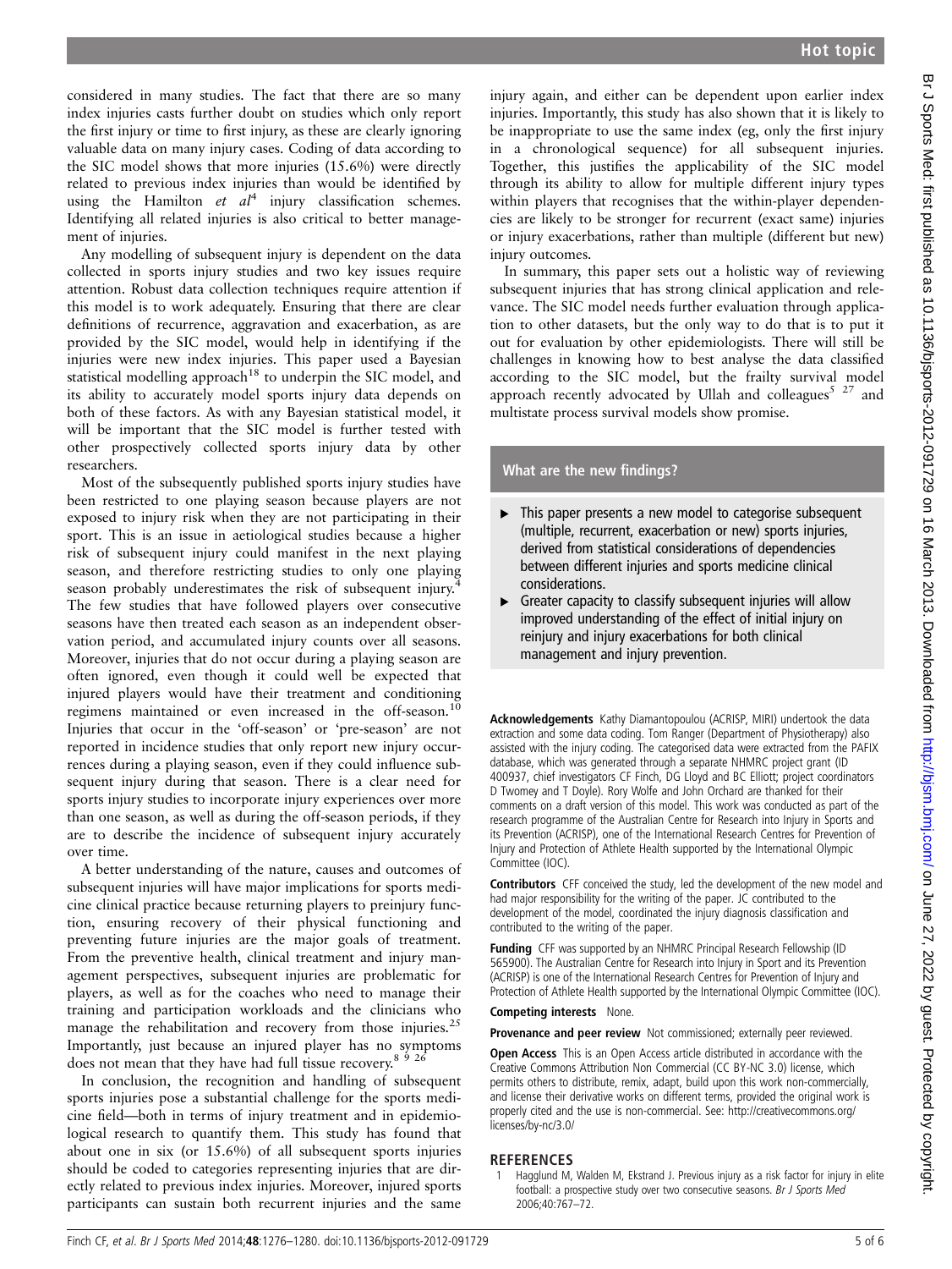considered in many studies. The fact that there are so many index injuries casts further doubt on studies which only report the first injury or time to first injury, as these are clearly ignoring valuable data on many injury cases. Coding of data according to the SIC model shows that more injuries (15.6%) were directly related to previous index injuries than would be identified by using the Hamilton *et al*[4] injury classification schemes. Identifying all related injuries is also critical to better management of injuries.

Any modelling of subsequent injury is dependent on the data collected in sports injury studies and two key issues require attention. Robust data collection techniques require attention if this model is to work adequately. Ensuring that there are clear definitions of recurrence, aggravation and exacerbation, as are provided by the SIC model, would help in identifying if the injuries were new index injuries. This paper used a Bayesian statistical modelling approach[18] to underpin the SIC model, and its ability to accurately model sports injury data depends on both of these factors. As with any Bayesian statistical model, it will be important that the SIC model is further tested with other prospectively collected sports injury data by other researchers.

Most of the subsequently published sports injury studies have been restricted to one playing season because players are not exposed to injury risk when they are not participating in their sport. This is an issue in aetiological studies because a higher risk of subsequent injury could manifest in the next playing season, and therefore restricting studies to only one playing season probably underestimates the risk of subsequent injury.[4] The few studies that have followed players over consecutive seasons have then treated each season as an independent observation period, and accumulated injury counts over all seasons. Moreover, injuries that do not occur during a playing season are often ignored, even though it could well be expected that injured players would have their treatment and conditioning regimens maintained or even increased in the off-season.[10] Injuries that occur in the 'off-season' or 'pre-season' are not reported in incidence studies that only report new injury occurrences during a playing season, even if they could influence subsequent injury during that season. There is a clear need for sports injury studies to incorporate injury experiences over more than one season, as well as during the off-season periods, if they are to describe the incidence of subsequent injury accurately over time.

A better understanding of the nature, causes and outcomes of subsequent injuries will have major implications for sports medicine clinical practice because returning players to preinjury function, ensuring recovery of their physical functioning and preventing future injuries are the major goals of treatment. From the preventive health, clinical treatment and injury management perspectives, subsequent injuries are problematic for players, as well as for the coaches who need to manage their training and participation workloads and the clinicians who manage the rehabilitation and recovery from those injuries.[25] Importantly, just because an injured player has no symptoms does not mean that they have had full tissue recovery.[8 9 26]

In conclusion, the recognition and handling of subsequent sports injuries pose a substantial challenge for the sports medicine field—both in terms of injury treatment and in epidemiological research to quantify them. This study has found that about one in six (or 15.6%) of all subsequent sports injuries should be coded to categories representing injuries that are directly related to previous index injuries. Moreover, injured sports participants can sustain both recurrent injuries and the same injury again, and either can be dependent upon earlier index injuries. Importantly, this study has also shown that it is likely to be inappropriate to use the same index (eg, only the first injury in a chronological sequence) for all subsequent injuries. Together, this justifies the applicability of the SIC model through its ability to allow for multiple different injury types within players that recognises that the within-player dependencies are likely to be stronger for recurrent (exact same) injuries or injury exacerbations, rather than multiple (different but new) injury outcomes.

In summary, this paper sets out a holistic way of reviewing subsequent injuries that has strong clinical application and relevance. The SIC model needs further evaluation through application to other datasets, but the only way to do that is to put it out for evaluation by other epidemiologists. There will still be challenges in knowing how to best analyse the data classified according to the SIC model, but the frailty survival model approach recently advocated by Ullah and colleagues[5 27] and multistate process survival models show promise.

## What are the new findings?

- This paper presents a new model to categorise subsequent (multiple, recurrent, exacerbation or new) sports injuries, derived from statistical considerations of dependencies between different injuries and sports medicine clinical considerations.
- Greater capacity to classify subsequent injuries will allow improved understanding of the effect of initial injury on reinjury and injury exacerbations for both clinical management and injury prevention.

**Acknowledgements** Kathy Diamantopoulou (ACRISP, MIRI) undertook the data extraction and some data coding. Tom Ranger (Department of Physiotherapy) also assisted with the injury coding. The categorised data were extracted from the PAFIX database, which was generated through a separate NHMRC project grant (ID 400937, chief investigators CF Finch, DG Lloyd and BC Elliott; project coordinators D Twomey and T Doyle). Rory Wolfe and John Orchard are thanked for their comments on a draft version of this model. This work was conducted as part of the research programme of the Australian Centre for Research into Injury in Sports and its Prevention (ACRISP), one of the International Research Centres for Prevention of Injury and Protection of Athlete Health supported by the International Olympic Committee (IOC).

**Contributors** CFF conceived the study, led the development of the new model and had major responsibility for the writing of the paper. JC contributed to the development of the model, coordinated the injury diagnosis classification and contributed to the writing of the paper.

**Funding** CFF was supported by an NHMRC Principal Research Fellowship (ID 565900). The Australian Centre for Research into Injury in Sport and its Prevention (ACRISP) is one of the International Research Centres for Prevention of Injury and Protection of Athlete Health supported by the International Olympic Committee (IOC).

**Competing interests** None.

**Provenance and peer review** Not commissioned; externally peer reviewed.

**Open Access** This is an Open Access article distributed in accordance with the Creative Commons Attribution Non Commercial (CC BY-NC 3.0) license, which permits others to distribute, remix, adapt, build upon this work non-commercially, and license their derivative works on different terms, provided the original work is properly cited and the use is non-commercial. See: http://creativecommons.org/licenses/by-nc/3.0/

## REFERENCES

1. Hagglund M, Walden M, Ekstrand J. Previous injury as a risk factor for injury in elite football: a prospective study over two consecutive seasons. *Br J Sports Med* 2006;40:767–72.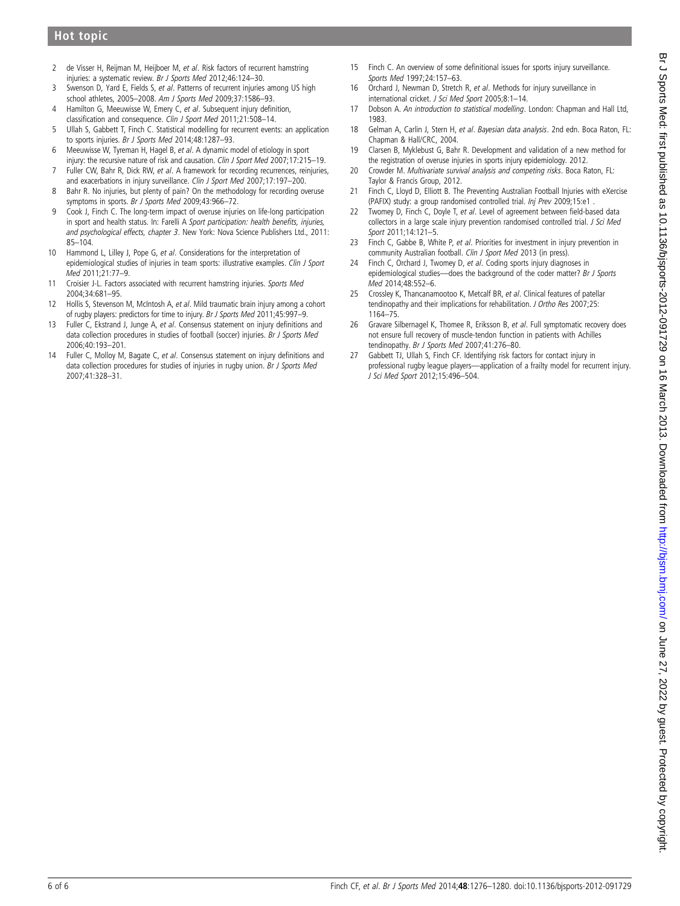2. de Visser H, Reijman M, Heijboer M, *et al*. Risk factors of recurrent hamstring injuries: a systematic review. *Br J Sports Med* 2012;46:124–30.
3. Swenson D, Yard E, Fields S, *et al*. Patterns of recurrent injuries among US high school athletes, 2005–2008. *Am J Sports Med* 2009;37:1586–93.
4. Hamilton G, Meeuwisse W, Emery C, *et al*. Subsequent injury definition, classification and consequence. *Clin J Sport Med* 2011;21:508–14.
5. Ullah S, Gabbett T, Finch C. Statistical modelling for recurrent events: an application to sports injuries. *Br J Sports Med* 2014;48:1287–93.
6. Meeuwisse W, Tyreman H, Hagel B, *et al*. A dynamic model of etiology in sport injury: the recursive nature of risk and causation. *Clin J Sport Med* 2007;17:215–19.
7. Fuller CW, Bahr R, Dick RW, *et al*. A framework for recording recurrences, reinjuries, and exacerbations in injury surveillance. *Clin J Sport Med* 2007;17:197–200.
8. Bahr R. No injuries, but plenty of pain? On the methodology for recording overuse symptoms in sports. *Br J Sports Med* 2009;43:966–72.
9. Cook J, Finch C. The long-term impact of overuse injuries on life-long participation in sport and health status. In: Farelli A *Sport participation: health benefits, injuries, and psychological effects, chapter 3*. New York: Nova Science Publishers Ltd., 2011: 85–104.
10. Hammond L, Lilley J, Pope G, *et al*. Considerations for the interpretation of epidemiological studies of injuries in team sports: illustrative examples. *Clin J Sport Med* 2011;21:77–9.
11. Croisier J-L. Factors associated with recurrent hamstring injuries. *Sports Med* 2004;34:681–95.
12. Hollis S, Stevenson M, McIntosh A, *et al*. Mild traumatic brain injury among a cohort of rugby players: predictors for time to injury. *Br J Sports Med* 2011;45:997–9.
13. Fuller C, Ekstrand J, Junge A, *et al*. Consensus statement on injury definitions and data collection procedures in studies of football (soccer) injuries. *Br J Sports Med* 2006;40:193–201.
14. Fuller C, Molloy M, Bagate C, *et al*. Consensus statement on injury definitions and data collection procedures for studies of injuries in rugby union. *Br J Sports Med* 2007;41:328–31.
15. Finch C. An overview of some definitional issues for sports injury surveillance. *Sports Med* 1997;24:157–63.
16. Orchard J, Newman D, Stretch R, *et al*. Methods for injury surveillance in international cricket. *J Sci Med Sport* 2005;8:1–14.
17. Dobson A. *An introduction to statistical modelling*. London: Chapman and Hall Ltd, 1983.
18. Gelman A, Carlin J, Stern H, *et al*. *Bayesian data analysis*. 2nd edn. Boca Raton, FL: Chapman & Hall/CRC, 2004.
19. Clarsen B, Myklebust G, Bahr R. Development and validation of a new method for the registration of overuse injuries in sports injury epidemiology. 2012.
20. Crowder M. *Multivariate survival analysis and competing risks*. Boca Raton, FL: Taylor & Francis Group, 2012.
21. Finch C, Lloyd D, Elliott B. The Preventing Australian Football Injuries with eXercise (PAFIX) study: a group randomised controlled trial. *Inj Prev* 2009;15:e1 .
22. Twomey D, Finch C, Doyle T, *et al*. Level of agreement between field-based data collectors in a large scale injury prevention randomised controlled trial. *J Sci Med Sport* 2011;14:121–5.
23. Finch C, Gabbe B, White P, *et al*. Priorities for investment in injury prevention in community Australian football. *Clin J Sport Med* 2013 (in press).
24. Finch C, Orchard J, Twomey D, *et al*. Coding sports injury diagnoses in epidemiological studies—does the background of the coder matter? *Br J Sports Med* 2014;48:552–6.
25. Crossley K, Thancanamootoo K, Metcalf BR, *et al*. Clinical features of patellar tendinopathy and their implications for rehabilitation. *J Ortho Res* 2007;25: 1164–75.
26. Gravare Silbernagel K, Thomee R, Eriksson B, *et al*. Full symptomatic recovery does not ensure full recovery of muscle-tendon function in patients with Achilles tendinopathy. *Br J Sports Med* 2007;41:276–80.
27. Gabbett TJ, Ullah S, Finch CF. Identifying risk factors for contact injury in professional rugby league players—application of a frailty model for recurrent injury. *J Sci Med Sport* 2012;15:496–504.